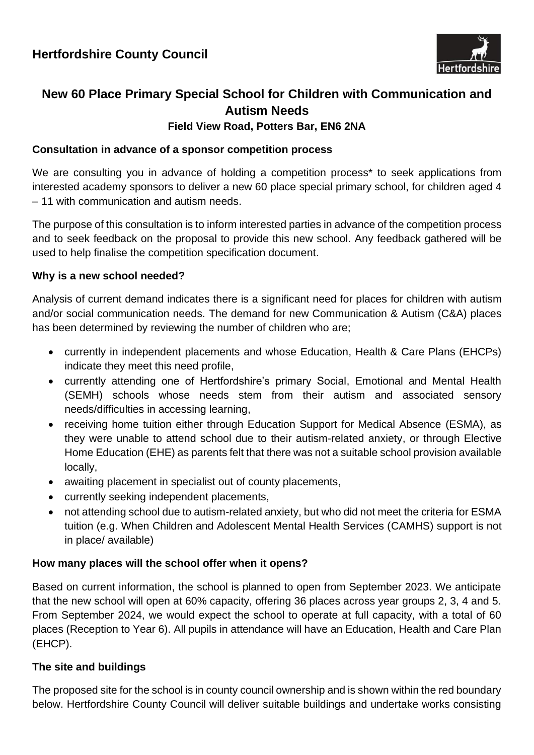## Hertfordshire County Council

# New 60 Place Primary Special School for Children with Communication and Autism Needs

### Field View Road, Potters Bar, EN6 2NA

**Consultation in advance of a sponsor competition process**

We are consulting you in advance of holding a competition process* to seek applications from interested academy sponsors to deliver a new 60 place special primary school, for children aged 4 – 11 with communication and autism needs.

The purpose of this consultation is to inform interested parties in advance of the competition process and to seek feedback on the proposal to provide this new school. Any feedback gathered will be used to help finalise the competition specification document.

**Why is a new school needed?**

Analysis of current demand indicates there is a significant need for places for children with autism and/or social communication needs. The demand for new Communication & Autism (C&A) places has been determined by reviewing the number of children who are;

- currently in independent placements and whose Education, Health & Care Plans (EHCPs) indicate they meet this need profile,
- currently attending one of Hertfordshire's primary Social, Emotional and Mental Health (SEMH) schools whose needs stem from their autism and associated sensory needs/difficulties in accessing learning,
- receiving home tuition either through Education Support for Medical Absence (ESMA), as they were unable to attend school due to their autism-related anxiety, or through Elective Home Education (EHE) as parents felt that there was not a suitable school provision available locally,
- awaiting placement in specialist out of county placements,
- currently seeking independent placements,
- not attending school due to autism-related anxiety, but who did not meet the criteria for ESMA tuition (e.g. When Children and Adolescent Mental Health Services (CAMHS) support is not in place/ available)

**How many places will the school offer when it opens?**

Based on current information, the school is planned to open from September 2023. We anticipate that the new school will open at 60% capacity, offering 36 places across year groups 2, 3, 4 and 5. From September 2024, we would expect the school to operate at full capacity, with a total of 60 places (Reception to Year 6). All pupils in attendance will have an Education, Health and Care Plan (EHCP).

**The site and buildings**

The proposed site for the school is in county council ownership and is shown within the red boundary below. Hertfordshire County Council will deliver suitable buildings and undertake works consisting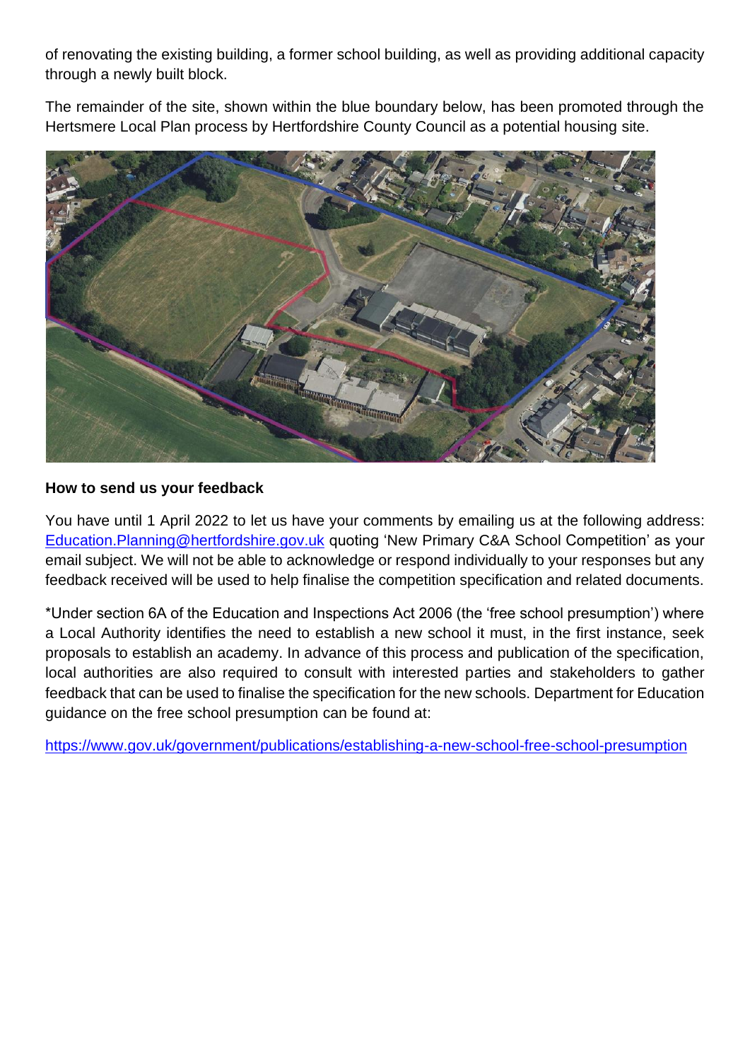of renovating the existing building, a former school building, as well as providing additional capacity through a newly built block.

The remainder of the site, shown within the blue boundary below, has been promoted through the Hertsmere Local Plan process by Hertfordshire County Council as a potential housing site.

**How to send us your feedback**

You have until 1 April 2022 to let us have your comments by emailing us at the following address: Education.Planning@hertfordshire.gov.uk quoting 'New Primary C&A School Competition' as your email subject. We will not be able to acknowledge or respond individually to your responses but any feedback received will be used to help finalise the competition specification and related documents.

*Under section 6A of the Education and Inspections Act 2006 (the 'free school presumption') where a Local Authority identifies the need to establish a new school it must, in the first instance, seek proposals to establish an academy. In advance of this process and publication of the specification, local authorities are also required to consult with interested parties and stakeholders to gather feedback that can be used to finalise the specification for the new schools. Department for Education guidance on the free school presumption can be found at:

https://www.gov.uk/government/publications/establishing-a-new-school-free-school-presumption